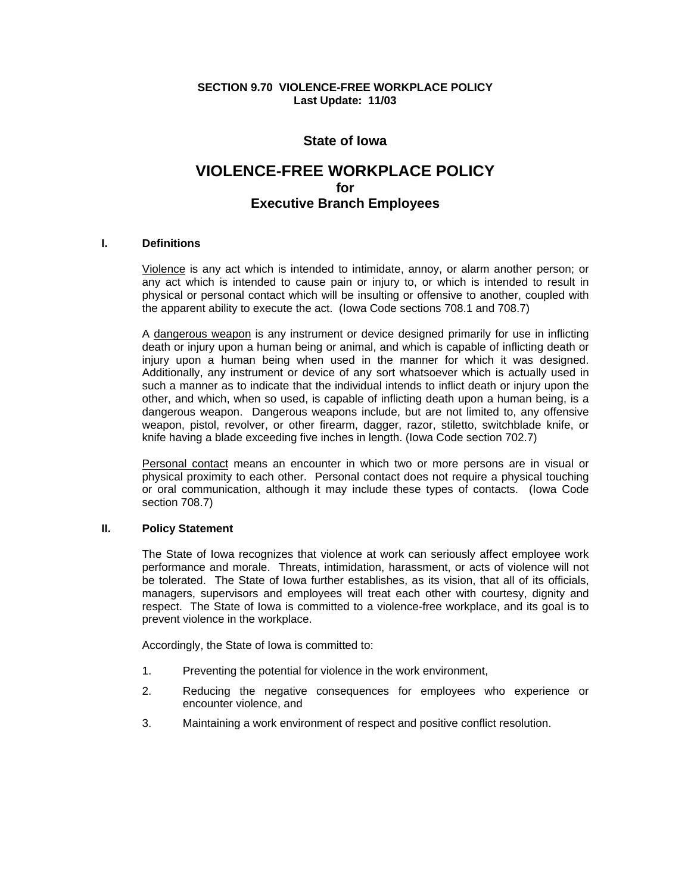**SECTION 9.70 VIOLENCE-FREE WORKPLACE POLICY**
**Last Update: 11/03**

## State of Iowa

# VIOLENCE-FREE WORKPLACE POLICY
## for
## Executive Branch Employees

### I. Definitions

<u>Violence</u> is any act which is intended to intimidate, annoy, or alarm another person; or any act which is intended to cause pain or injury to, or which is intended to result in physical or personal contact which will be insulting or offensive to another, coupled with the apparent ability to execute the act. (Iowa Code sections 708.1 and 708.7)

A <u>dangerous weapon</u> is any instrument or device designed primarily for use in inflicting death or injury upon a human being or animal, and which is capable of inflicting death or injury upon a human being when used in the manner for which it was designed. Additionally, any instrument or device of any sort whatsoever which is actually used in such a manner as to indicate that the individual intends to inflict death or injury upon the other, and which, when so used, is capable of inflicting death upon a human being, is a dangerous weapon. Dangerous weapons include, but are not limited to, any offensive weapon, pistol, revolver, or other firearm, dagger, razor, stiletto, switchblade knife, or knife having a blade exceeding five inches in length. (Iowa Code section 702.7)

<u>Personal contact</u> means an encounter in which two or more persons are in visual or physical proximity to each other. Personal contact does not require a physical touching or oral communication, although it may include these types of contacts. (Iowa Code section 708.7)

### II. Policy Statement

The State of Iowa recognizes that violence at work can seriously affect employee work performance and morale. Threats, intimidation, harassment, or acts of violence will not be tolerated. The State of Iowa further establishes, as its vision, that all of its officials, managers, supervisors and employees will treat each other with courtesy, dignity and respect. The State of Iowa is committed to a violence-free workplace, and its goal is to prevent violence in the workplace.

Accordingly, the State of Iowa is committed to:

1. Preventing the potential for violence in the work environment,
2. Reducing the negative consequences for employees who experience or encounter violence, and
3. Maintaining a work environment of respect and positive conflict resolution.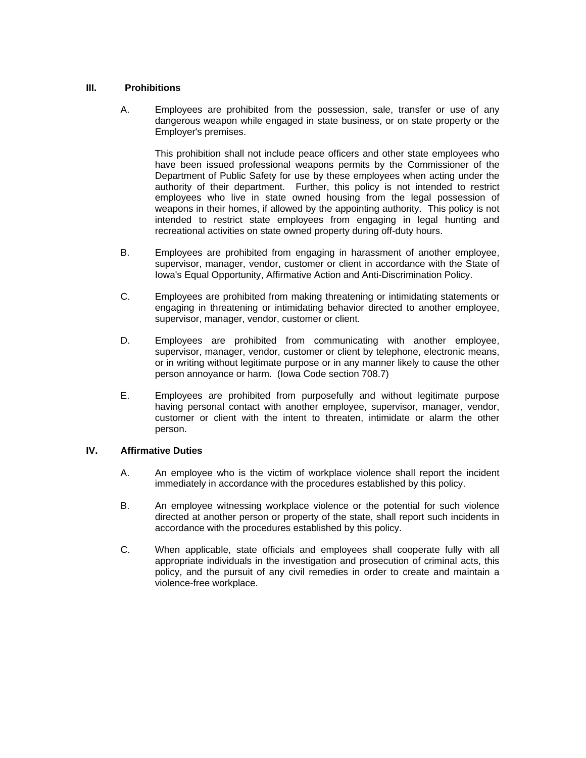## III. Prohibitions

A. Employees are prohibited from the possession, sale, transfer or use of any dangerous weapon while engaged in state business, or on state property or the Employer's premises.

   This prohibition shall not include peace officers and other state employees who have been issued professional weapons permits by the Commissioner of the Department of Public Safety for use by these employees when acting under the authority of their department. Further, this policy is not intended to restrict employees who live in state owned housing from the legal possession of weapons in their homes, if allowed by the appointing authority. This policy is not intended to restrict state employees from engaging in legal hunting and recreational activities on state owned property during off-duty hours.

B. Employees are prohibited from engaging in harassment of another employee, supervisor, manager, vendor, customer or client in accordance with the State of Iowa's Equal Opportunity, Affirmative Action and Anti-Discrimination Policy.

C. Employees are prohibited from making threatening or intimidating statements or engaging in threatening or intimidating behavior directed to another employee, supervisor, manager, vendor, customer or client.

D. Employees are prohibited from communicating with another employee, supervisor, manager, vendor, customer or client by telephone, electronic means, or in writing without legitimate purpose or in any manner likely to cause the other person annoyance or harm. (Iowa Code section 708.7)

E. Employees are prohibited from purposefully and without legitimate purpose having personal contact with another employee, supervisor, manager, vendor, customer or client with the intent to threaten, intimidate or alarm the other person.

## IV. Affirmative Duties

A. An employee who is the victim of workplace violence shall report the incident immediately in accordance with the procedures established by this policy.

B. An employee witnessing workplace violence or the potential for such violence directed at another person or property of the state, shall report such incidents in accordance with the procedures established by this policy.

C. When applicable, state officials and employees shall cooperate fully with all appropriate individuals in the investigation and prosecution of criminal acts, this policy, and the pursuit of any civil remedies in order to create and maintain a violence-free workplace.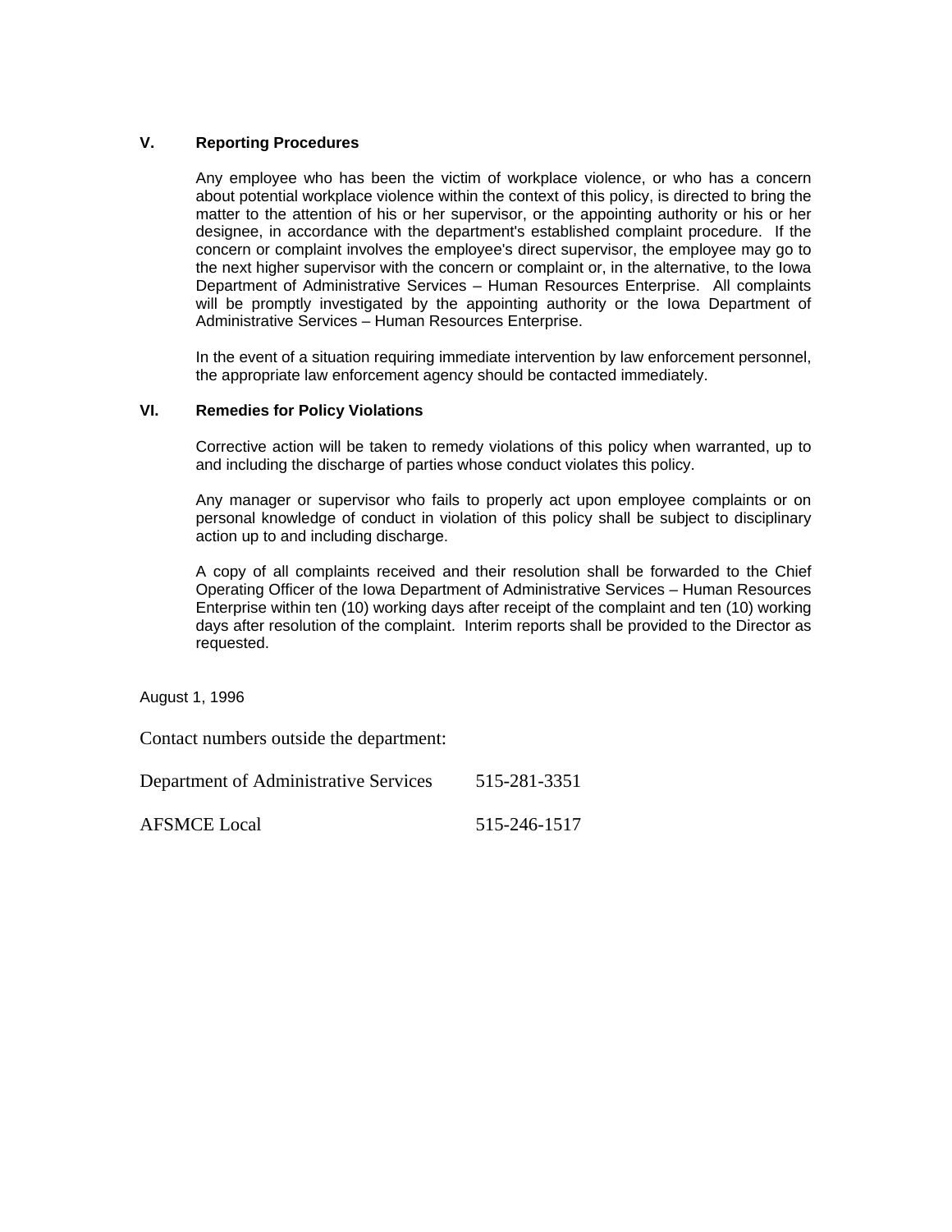## V. Reporting Procedures

Any employee who has been the victim of workplace violence, or who has a concern about potential workplace violence within the context of this policy, is directed to bring the matter to the attention of his or her supervisor, or the appointing authority or his or her designee, in accordance with the department's established complaint procedure. If the concern or complaint involves the employee's direct supervisor, the employee may go to the next higher supervisor with the concern or complaint or, in the alternative, to the Iowa Department of Administrative Services – Human Resources Enterprise. All complaints will be promptly investigated by the appointing authority or the Iowa Department of Administrative Services – Human Resources Enterprise.

In the event of a situation requiring immediate intervention by law enforcement personnel, the appropriate law enforcement agency should be contacted immediately.

## VI. Remedies for Policy Violations

Corrective action will be taken to remedy violations of this policy when warranted, up to and including the discharge of parties whose conduct violates this policy.

Any manager or supervisor who fails to properly act upon employee complaints or on personal knowledge of conduct in violation of this policy shall be subject to disciplinary action up to and including discharge.

A copy of all complaints received and their resolution shall be forwarded to the Chief Operating Officer of the Iowa Department of Administrative Services – Human Resources Enterprise within ten (10) working days after receipt of the complaint and ten (10) working days after resolution of the complaint. Interim reports shall be provided to the Director as requested.

August 1, 1996

Contact numbers outside the department:

| | |
|---|---|
| Department of Administrative Services | 515-281-3351 |
| AFSMCE Local | 515-246-1517 |